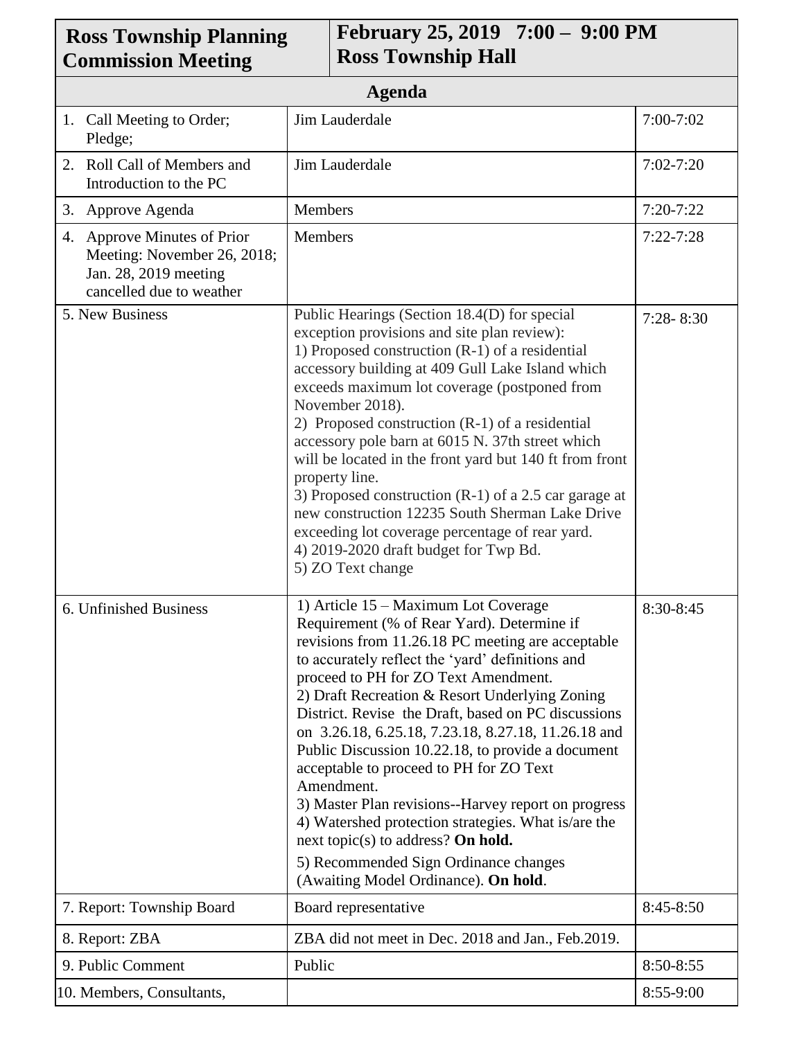| **Ross Township Planning Commission Meeting** | **February 25, 2019 7:00 – 9:00 PM Ross Township Hall** | |
|---|---|---|
| **Agenda** | | |
| 1. Call Meeting to Order; Pledge; | Jim Lauderdale | 7:00-7:02 |
| 2. Roll Call of Members and Introduction to the PC | Jim Lauderdale | 7:02-7:20 |
| 3. Approve Agenda | Members | 7:20-7:22 |
| 4. Approve Minutes of Prior Meeting: November 26, 2018; Jan. 28, 2019 meeting cancelled due to weather | Members | 7:22-7:28 |
| 5. New Business | Public Hearings (Section 18.4(D) for special exception provisions and site plan review):<br>1) Proposed construction (R-1) of a residential accessory building at 409 Gull Lake Island which exceeds maximum lot coverage (postponed from November 2018).<br>2) Proposed construction (R-1) of a residential accessory pole barn at 6015 N. 37th street which will be located in the front yard but 140 ft from front property line.<br>3) Proposed construction (R-1) of a 2.5 car garage at new construction 12235 South Sherman Lake Drive exceeding lot coverage percentage of rear yard.<br>4) 2019-2020 draft budget for Twp Bd.<br>5) ZO Text change | 7:28- 8:30 |
| 6. Unfinished Business | 1) Article 15 – Maximum Lot Coverage Requirement (% of Rear Yard). Determine if revisions from 11.26.18 PC meeting are acceptable to accurately reflect the 'yard' definitions and proceed to PH for ZO Text Amendment.<br>2) Draft Recreation & Resort Underlying Zoning District. Revise the Draft, based on PC discussions on 3.26.18, 6.25.18, 7.23.18, 8.27.18, 11.26.18 and Public Discussion 10.22.18, to provide a document acceptable to proceed to PH for ZO Text Amendment.<br>3) Master Plan revisions--Harvey report on progress<br>4) Watershed protection strategies. What is/are the next topic(s) to address? **On hold.**<br>5) Recommended Sign Ordinance changes (Awaiting Model Ordinance). **On hold**. | 8:30-8:45 |
| 7. Report: Township Board | Board representative | 8:45-8:50 |
| 8. Report: ZBA | ZBA did not meet in Dec. 2018 and Jan., Feb.2019. | |
| 9. Public Comment | Public | 8:50-8:55 |
| 10. Members, Consultants, | | 8:55-9:00 |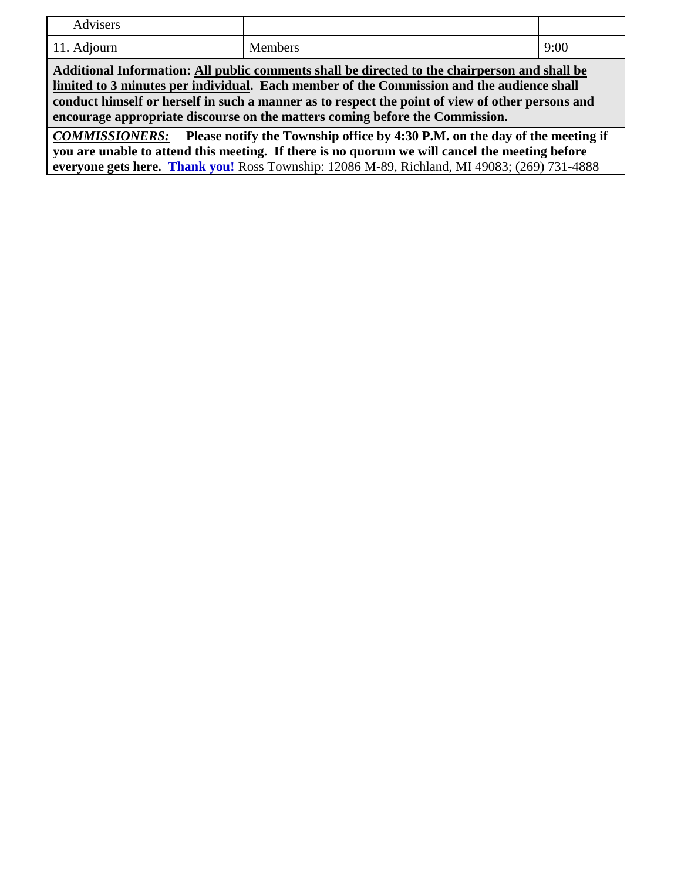| | | |
|---|---|---|
| Advisers | | |
| 11. Adjourn | Members | 9:00 |

**Additional Information: <u>All public comments shall be directed to the chairperson and shall be limited to 3 minutes per individual</u>. Each member of the Commission and the audience shall conduct himself or herself in such a manner as to respect the point of view of other persons and encourage appropriate discourse on the matters coming before the Commission.**

***<u>COMMISSIONERS:</u>*** **Please notify the Township office by 4:30 P.M. on the day of the meeting if you are unable to attend this meeting. If there is no quorum we will cancel the meeting before everyone gets here. Thank you!** Ross Township: 12086 M-89, Richland, MI 49083; (269) 731-4888